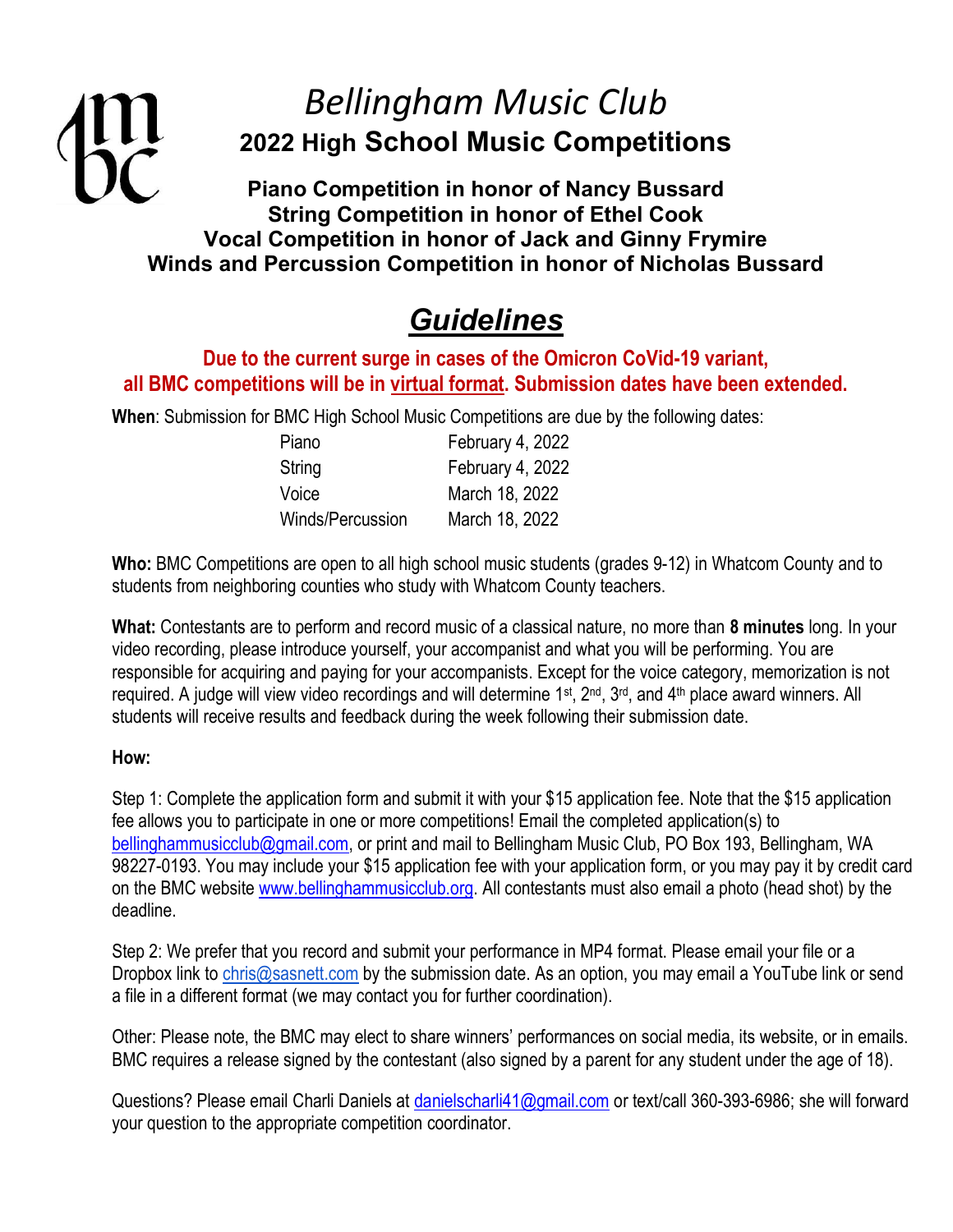# *Bellingham Music Club*

## 2022 High School Music Competitions

**Piano Competition in honor of Nancy Bussard**
**String Competition in honor of Ethel Cook**
**Vocal Competition in honor of Jack and Ginny Frymire**
**Winds and Percussion Competition in honor of Nicholas Bussard**

# ***Guidelines***

**Due to the current surge in cases of the Omicron CoVid-19 variant, all BMC competitions will be in virtual format. Submission dates have been extended.**

**When**: Submission for BMC High School Music Competitions are due by the following dates:

| | |
|---|---|
| Piano | February 4, 2022 |
| String | February 4, 2022 |
| Voice | March 18, 2022 |
| Winds/Percussion | March 18, 2022 |

**Who:** BMC Competitions are open to all high school music students (grades 9-12) in Whatcom County and to students from neighboring counties who study with Whatcom County teachers.

**What:** Contestants are to perform and record music of a classical nature, no more than **8 minutes** long. In your video recording, please introduce yourself, your accompanist and what you will be performing. You are responsible for acquiring and paying for your accompanists. Except for the voice category, memorization is not required. A judge will view video recordings and will determine 1st, 2nd, 3rd, and 4th place award winners. All students will receive results and feedback during the week following their submission date.

**How:**

Step 1: Complete the application form and submit it with your $15 application fee. Note that the $15 application fee allows you to participate in one or more competitions! Email the completed application(s) to bellinghammusicclub@gmail.com, or print and mail to Bellingham Music Club, PO Box 193, Bellingham, WA 98227-0193. You may include your $15 application fee with your application form, or you may pay it by credit card on the BMC website www.bellinghammusicclub.org. All contestants must also email a photo (head shot) by the deadline.

Step 2: We prefer that you record and submit your performance in MP4 format. Please email your file or a Dropbox link to chris@sasnett.com by the submission date. As an option, you may email a YouTube link or send a file in a different format (we may contact you for further coordination).

Other: Please note, the BMC may elect to share winners' performances on social media, its website, or in emails. BMC requires a release signed by the contestant (also signed by a parent for any student under the age of 18).

Questions? Please email Charli Daniels at danielscharli41@gmail.com or text/call 360-393-6986; she will forward your question to the appropriate competition coordinator.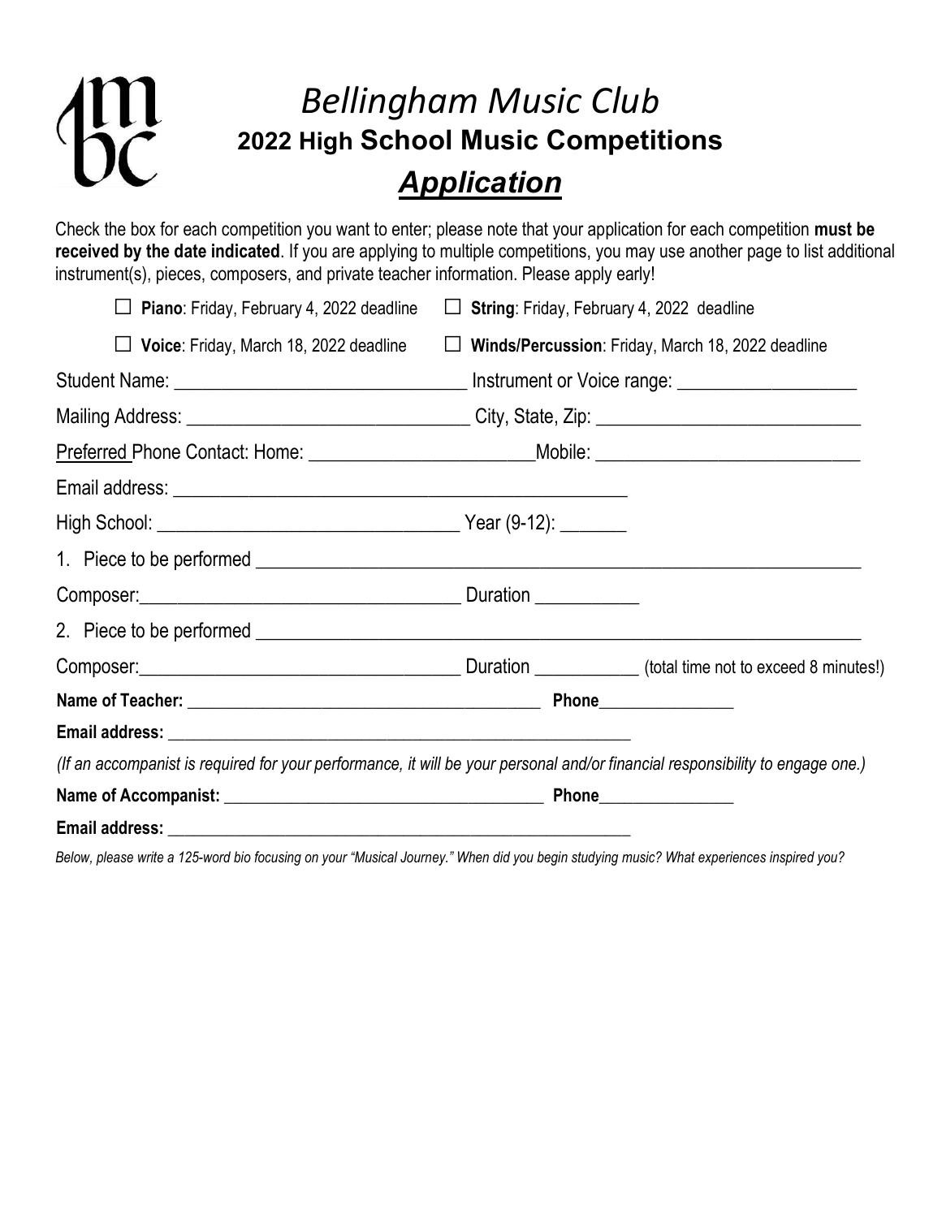# *Bellingham Music Club*

## 2022 High School Music Competitions

## ***Application***

Check the box for each competition you want to enter; please note that your application for each competition **must be received by the date indicated**. If you are applying to multiple competitions, you may use another page to list additional instrument(s), pieces, composers, and private teacher information. Please apply early!

☐ **Piano**: Friday, February 4, 2022 deadline ☐ **String**: Friday, February 4, 2022 deadline

☐ **Voice**: Friday, March 18, 2022 deadline ☐ **Winds/Percussion**: Friday, March 18, 2022 deadline

Student Name: ______________________________ Instrument or Voice range: __________________

Mailing Address: _____________________________ City, State, Zip: ___________________________

Preferred Phone Contact: Home: _______________________Mobile: ___________________________

Email address: ________________________________________________

High School: _______________________________ Year (9-12): _______

1. Piece to be performed ______________________________________________________________

Composer:_________________________________ Duration ___________

2. Piece to be performed ______________________________________________________________

Composer:_________________________________ Duration ___________ (total time not to exceed 8 minutes!)

**Name of Teacher:** ________________________________________ **Phone**_______________

**Email address:** _____________________________________________________

*(If an accompanist is required for your performance, it will be your personal and/or financial responsibility to engage one.)*

**Name of Accompanist:** _____________________________________ **Phone**_______________

**Email address:** _____________________________________________________

*Below, please write a 125-word bio focusing on your "Musical Journey." When did you begin studying music? What experiences inspired you?*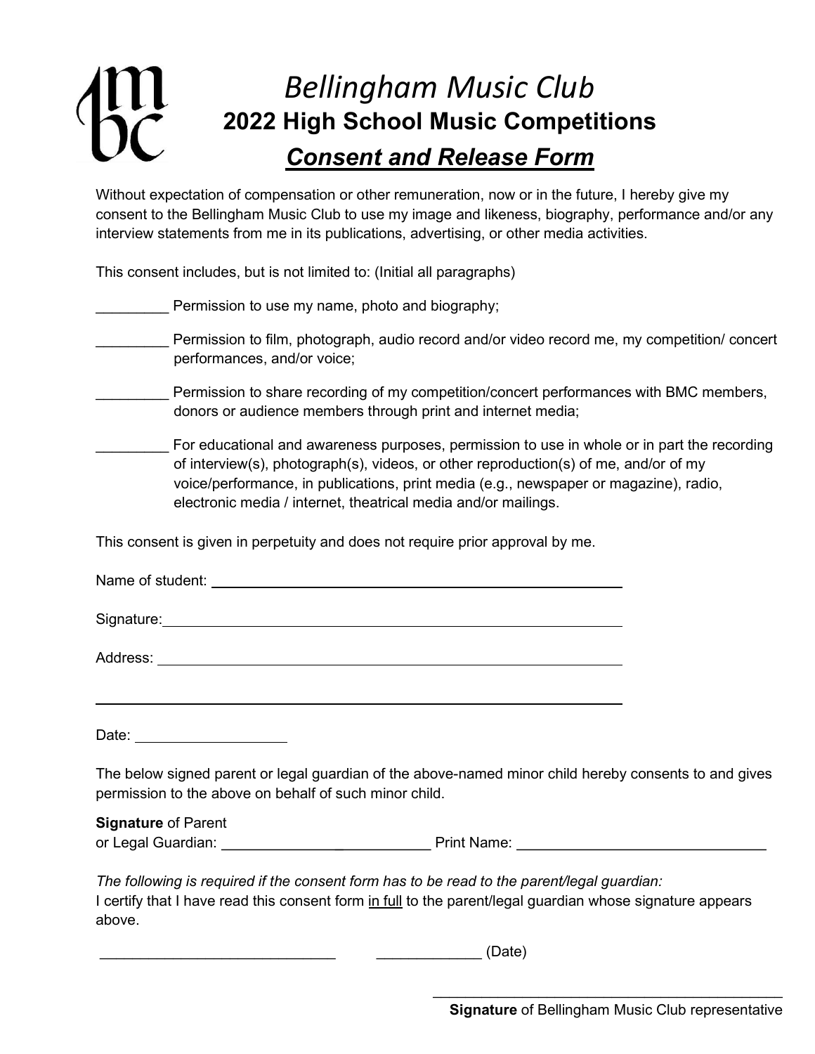# Bellingham Music Club

## 2022 High School Music Competitions

## ***Consent and Release Form***

Without expectation of compensation or other remuneration, now or in the future, I hereby give my consent to the Bellingham Music Club to use my image and likeness, biography, performance and/or any interview statements from me in its publications, advertising, or other media activities.

This consent includes, but is not limited to: (Initial all paragraphs)

_________ Permission to use my name, photo and biography;

_________ Permission to film, photograph, audio record and/or video record me, my competition/ concert performances, and/or voice;

_________ Permission to share recording of my competition/concert performances with BMC members, donors or audience members through print and internet media;

_________ For educational and awareness purposes, permission to use in whole or in part the recording of interview(s), photograph(s), videos, or other reproduction(s) of me, and/or of my voice/performance, in publications, print media (e.g., newspaper or magazine), radio, electronic media / internet, theatrical media and/or mailings.

This consent is given in perpetuity and does not require prior approval by me.

Name of student: ______________________________________________

Signature: ______________________________________________

Address: ______________________________________________

______________________________________________

Date: ________________

The below signed parent or legal guardian of the above-named minor child hereby consents to and gives permission to the above on behalf of such minor child.

**Signature** of Parent or Legal Guardian: _________________________ Print Name: ______________________________

*The following is required if the consent form has to be read to the parent/legal guardian:*
I certify that I have read this consent form in full to the parent/legal guardian whose signature appears above.

_____________________________ ____________ (Date)

______________________________________________
**Signature** of Bellingham Music Club representative